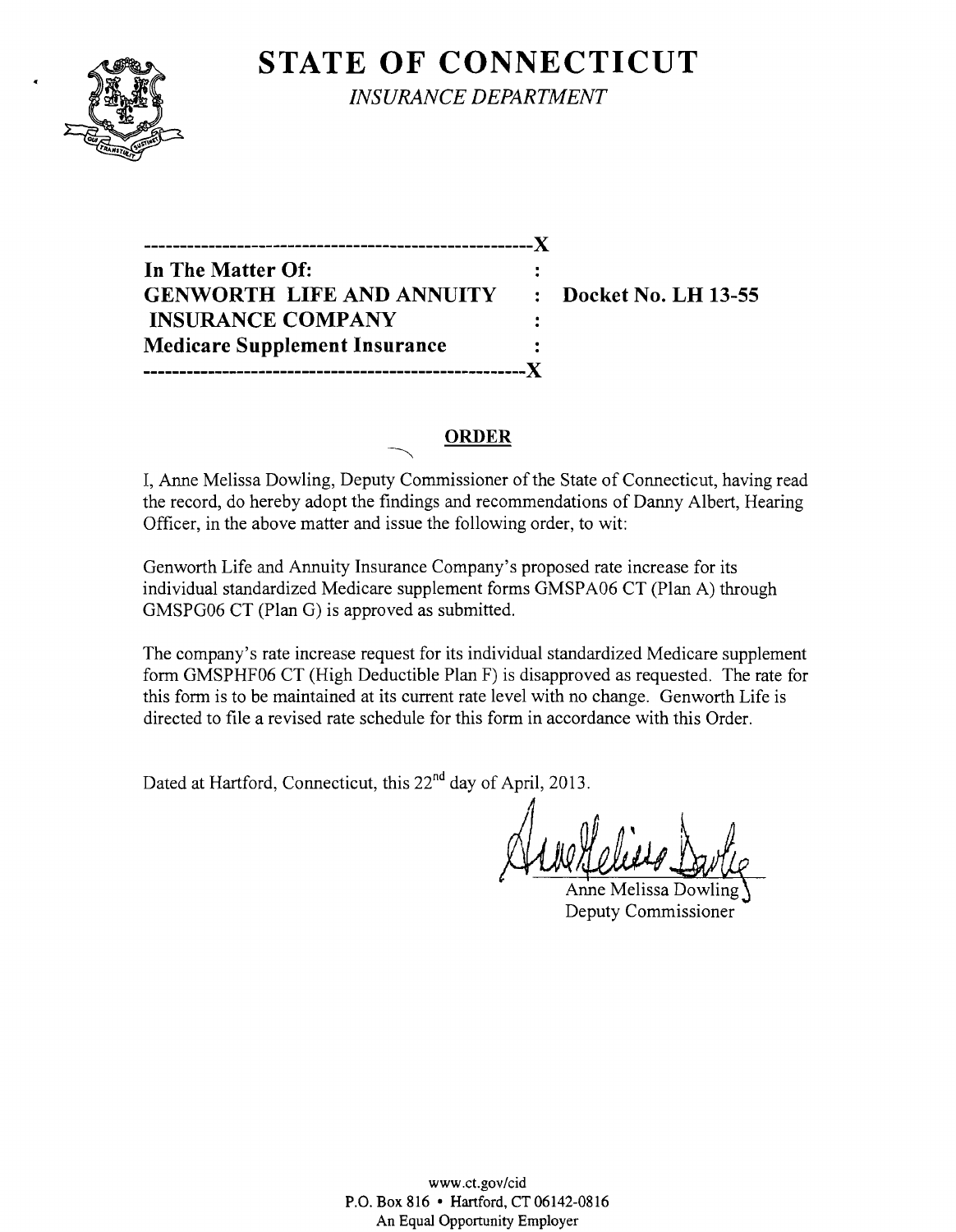# STATE OF CONNECTICUT

*INSURANCE DEPARTMENT*

| | | |
|---|---|---|
| **In The Matter Of:** | : | |
| **GENWORTH LIFE AND ANNUITY** | : | **Docket No. LH 13-55** |
| **INSURANCE COMPANY** | : | |
| **Medicare Supplement Insurance** | : | |

## ORDER

I, Anne Melissa Dowling, Deputy Commissioner of the State of Connecticut, having read the record, do hereby adopt the findings and recommendations of Danny Albert, Hearing Officer, in the above matter and issue the following order, to wit:

Genworth Life and Annuity Insurance Company's proposed rate increase for its individual standardized Medicare supplement forms GMSPA06 CT (Plan A) through GMSPG06 CT (Plan G) is approved as submitted.

The company's rate increase request for its individual standardized Medicare supplement form GMSPHF06 CT (High Deductible Plan F) is disapproved as requested. The rate for this form is to be maintained at its current rate level with no change. Genworth Life is directed to file a revised rate schedule for this form in accordance with this Order.

Dated at Hartford, Connecticut, this 22nd day of April, 2013.

Anne Melissa Dowling
Deputy Commissioner

www.ct.gov/cid
P.O. Box 816 • Hartford, CT 06142-0816
An Equal Opportunity Employer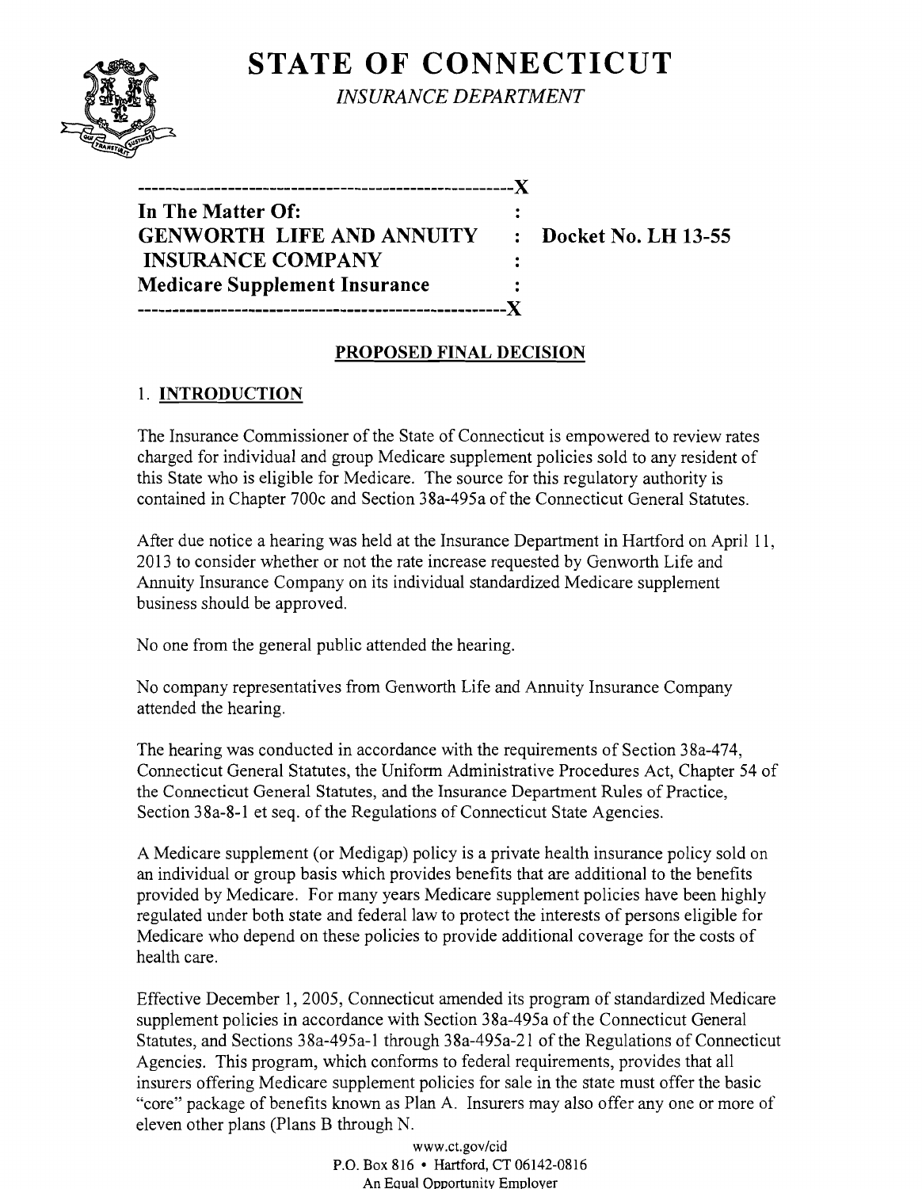# STATE OF CONNECTICUT

*INSURANCE DEPARTMENT*

```
-----------------------------------------------------X
In The Matter Of:                                    :
GENWORTH LIFE AND ANNUITY                            :   Docket No. LH 13-55
 INSURANCE COMPANY                                   :
Medicare Supplement Insurance                        :
-----------------------------------------------------X
```

**In The Matter Of:**
**GENWORTH LIFE AND ANNUITY INSURANCE COMPANY**
**Medicare Supplement Insurance**

**Docket No. LH 13-55**

## PROPOSED FINAL DECISION

### 1. INTRODUCTION

The Insurance Commissioner of the State of Connecticut is empowered to review rates charged for individual and group Medicare supplement policies sold to any resident of this State who is eligible for Medicare. The source for this regulatory authority is contained in Chapter 700c and Section 38a-495a of the Connecticut General Statutes.

After due notice a hearing was held at the Insurance Department in Hartford on April 11, 2013 to consider whether or not the rate increase requested by Genworth Life and Annuity Insurance Company on its individual standardized Medicare supplement business should be approved.

No one from the general public attended the hearing.

No company representatives from Genworth Life and Annuity Insurance Company attended the hearing.

The hearing was conducted in accordance with the requirements of Section 38a-474, Connecticut General Statutes, the Uniform Administrative Procedures Act, Chapter 54 of the Connecticut General Statutes, and the Insurance Department Rules of Practice, Section 38a-8-1 et seq. of the Regulations of Connecticut State Agencies.

A Medicare supplement (or Medigap) policy is a private health insurance policy sold on an individual or group basis which provides benefits that are additional to the benefits provided by Medicare. For many years Medicare supplement policies have been highly regulated under both state and federal law to protect the interests of persons eligible for Medicare who depend on these policies to provide additional coverage for the costs of health care.

Effective December 1, 2005, Connecticut amended its program of standardized Medicare supplement policies in accordance with Section 38a-495a of the Connecticut General Statutes, and Sections 38a-495a-1 through 38a-495a-21 of the Regulations of Connecticut Agencies. This program, which conforms to federal requirements, provides that all insurers offering Medicare supplement policies for sale in the state must offer the basic "core" package of benefits known as Plan A. Insurers may also offer any one or more of eleven other plans (Plans B through N.

www.ct.gov/cid
P.O. Box 816 • Hartford, CT 06142-0816
An Equal Opportunity Employer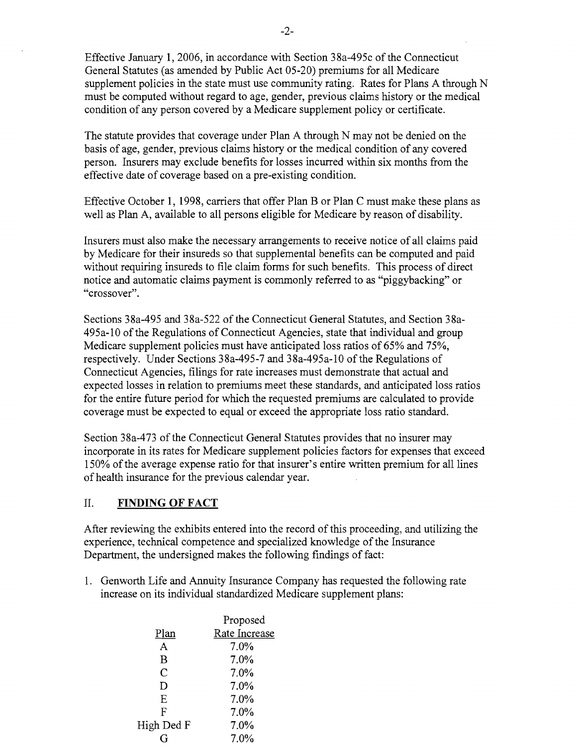Effective January 1, 2006, in accordance with Section 38a-495c of the Connecticut General Statutes (as amended by Public Act 05-20) premiums for all Medicare supplement policies in the state must use community rating. Rates for Plans A through N must be computed without regard to age, gender, previous claims history or the medical condition of any person covered by a Medicare supplement policy or certificate.

The statute provides that coverage under Plan A through N may not be denied on the basis of age, gender, previous claims history or the medical condition of any covered person. Insurers may exclude benefits for losses incurred within six months from the effective date of coverage based on a pre-existing condition.

Effective October 1, 1998, carriers that offer Plan B or Plan C must make these plans as well as Plan A, available to all persons eligible for Medicare by reason of disability.

Insurers must also make the necessary arrangements to receive notice of all claims paid by Medicare for their insureds so that supplemental benefits can be computed and paid without requiring insureds to file claim forms for such benefits. This process of direct notice and automatic claims payment is commonly referred to as "piggybacking" or "crossover".

Sections 38a-495 and 38a-522 of the Connecticut General Statutes, and Section 38a-495a-10 of the Regulations of Connecticut Agencies, state that individual and group Medicare supplement policies must have anticipated loss ratios of 65% and 75%, respectively. Under Sections 38a-495-7 and 38a-495a-10 of the Regulations of Connecticut Agencies, filings for rate increases must demonstrate that actual and expected losses in relation to premiums meet these standards, and anticipated loss ratios for the entire future period for which the requested premiums are calculated to provide coverage must be expected to equal or exceed the appropriate loss ratio standard.

Section 38a-473 of the Connecticut General Statutes provides that no insurer may incorporate in its rates for Medicare supplement policies factors for expenses that exceed 150% of the average expense ratio for that insurer's entire written premium for all lines of health insurance for the previous calendar year.

## II. FINDING OF FACT

After reviewing the exhibits entered into the record of this proceeding, and utilizing the experience, technical competence and specialized knowledge of the Insurance Department, the undersigned makes the following findings of fact:

1. Genworth Life and Annuity Insurance Company has requested the following rate increase on its individual standardized Medicare supplement plans:

| Plan | Proposed Rate Increase |
|---|---|
| A | 7.0% |
| B | 7.0% |
| C | 7.0% |
| D | 7.0% |
| E | 7.0% |
| F | 7.0% |
| High Ded F | 7.0% |
| G | 7.0% |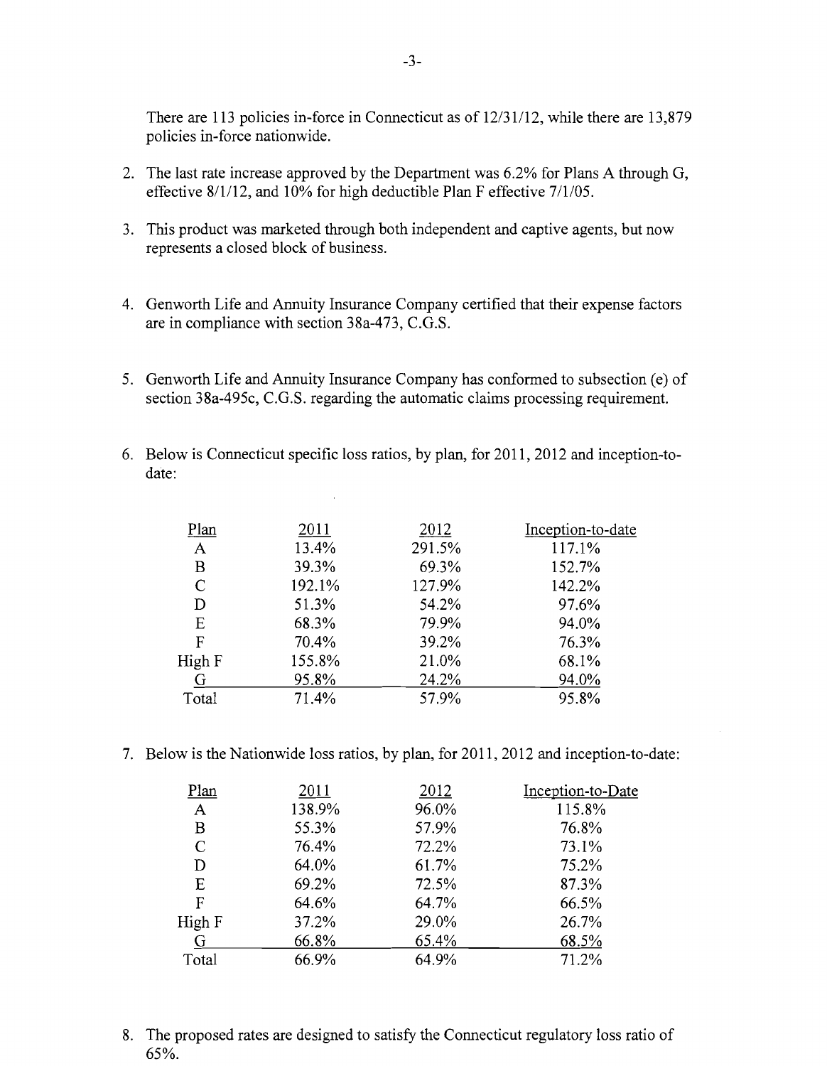There are 113 policies in-force in Connecticut as of 12/31/12, while there are 13,879 policies in-force nationwide.

2. The last rate increase approved by the Department was 6.2% for Plans A through G, effective 8/1/12, and 10% for high deductible Plan F effective 7/1/05.

3. This product was marketed through both independent and captive agents, but now represents a closed block of business.

4. Genworth Life and Annuity Insurance Company certified that their expense factors are in compliance with section 38a-473, C.G.S.

5. Genworth Life and Annuity Insurance Company has conformed to subsection (e) of section 38a-495c, C.G.S. regarding the automatic claims processing requirement.

6. Below is Connecticut specific loss ratios, by plan, for 2011, 2012 and inception-to-date:

| Plan | 2011 | 2012 | Inception-to-date |
|---|---|---|---|
| A | 13.4% | 291.5% | 117.1% |
| B | 39.3% | 69.3% | 152.7% |
| C | 192.1% | 127.9% | 142.2% |
| D | 51.3% | 54.2% | 97.6% |
| E | 68.3% | 79.9% | 94.0% |
| F | 70.4% | 39.2% | 76.3% |
| High F | 155.8% | 21.0% | 68.1% |
| G | 95.8% | 24.2% | 94.0% |
| Total | 71.4% | 57.9% | 95.8% |

7. Below is the Nationwide loss ratios, by plan, for 2011, 2012 and inception-to-date:

| Plan | 2011 | 2012 | Inception-to-Date |
|---|---|---|---|
| A | 138.9% | 96.0% | 115.8% |
| B | 55.3% | 57.9% | 76.8% |
| C | 76.4% | 72.2% | 73.1% |
| D | 64.0% | 61.7% | 75.2% |
| E | 69.2% | 72.5% | 87.3% |
| F | 64.6% | 64.7% | 66.5% |
| High F | 37.2% | 29.0% | 26.7% |
| G | 66.8% | 65.4% | 68.5% |
| Total | 66.9% | 64.9% | 71.2% |

8. The proposed rates are designed to satisfy the Connecticut regulatory loss ratio of 65%.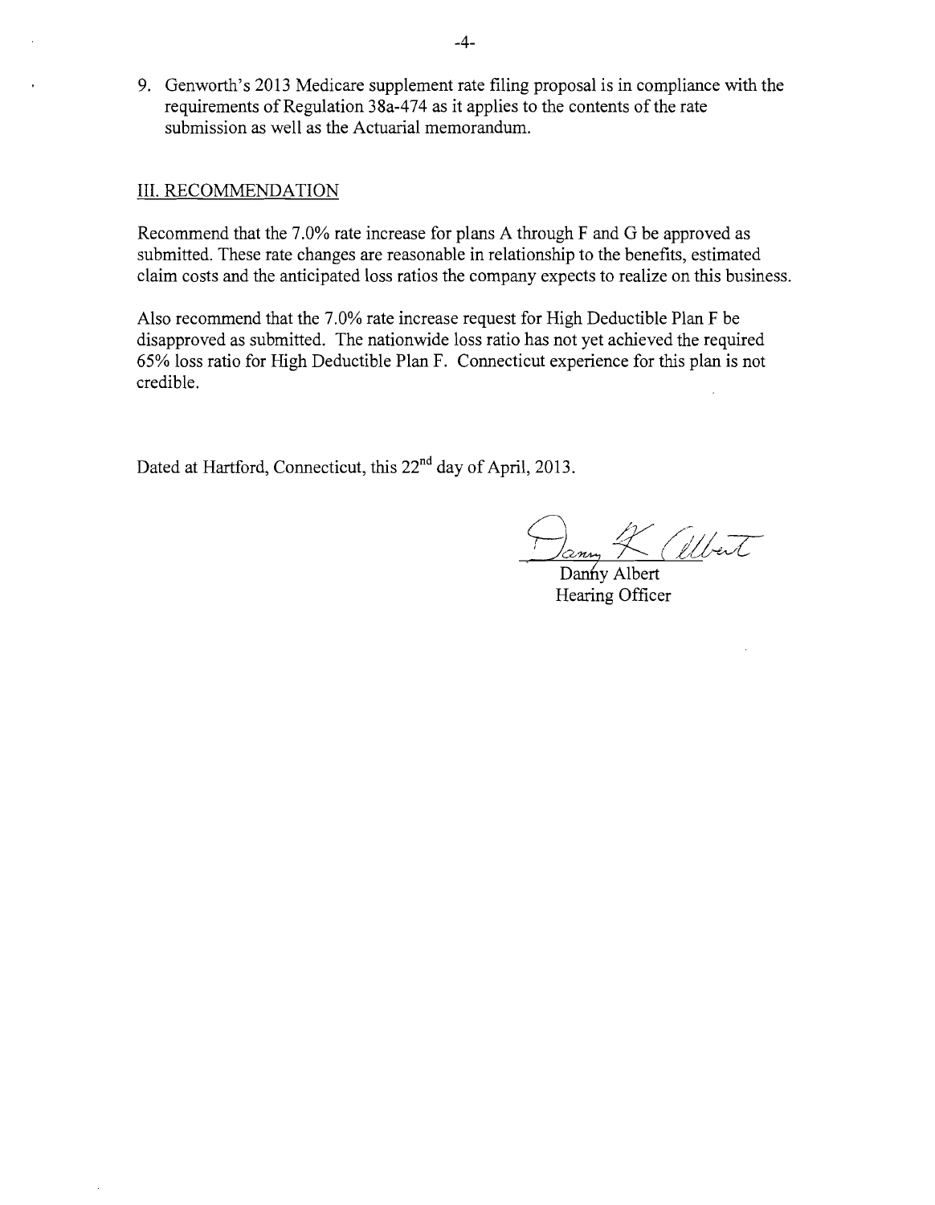9. Genworth's 2013 Medicare supplement rate filing proposal is in compliance with the requirements of Regulation 38a-474 as it applies to the contents of the rate submission as well as the Actuarial memorandum.

## III. RECOMMENDATION

Recommend that the 7.0% rate increase for plans A through F and G be approved as submitted. These rate changes are reasonable in relationship to the benefits, estimated claim costs and the anticipated loss ratios the company expects to realize on this business.

Also recommend that the 7.0% rate increase request for High Deductible Plan F be disapproved as submitted. The nationwide loss ratio has not yet achieved the required 65% loss ratio for High Deductible Plan F. Connecticut experience for this plan is not credible.

Dated at Hartford, Connecticut, this 22nd day of April, 2013.

Danny K Albert

Danny Albert
Hearing Officer